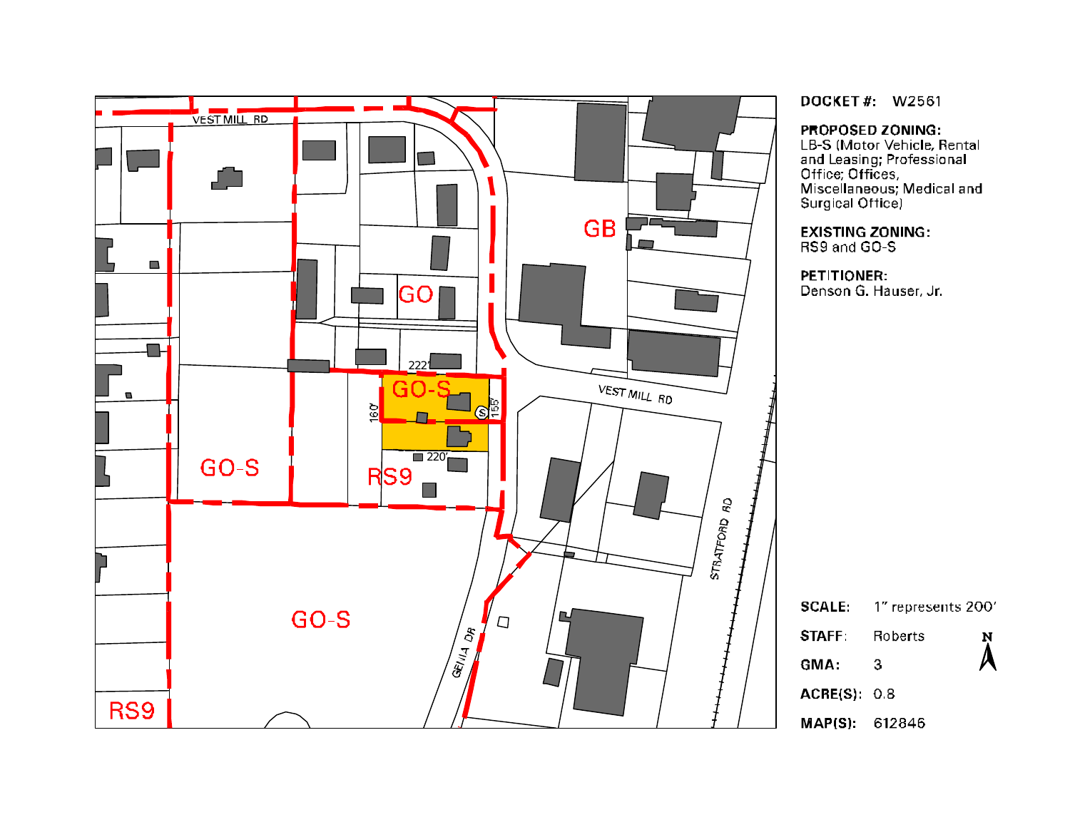**DOCKET #:** W2561

**PROPOSED ZONING:**
LB-S (Motor Vehicle, Rental and Leasing; Professional Office; Offices, Miscellaneous; Medical and Surgical Office)

**EXISTING ZONING:**
RS9 and GO-S

**PETITIONER:**
Denson G. Hauser, Jr.

**SCALE:** 1" represents 200'

**STAFF:** Roberts

**GMA:** 3

**ACRE(S):** 0.8

**MAP(S):** 612846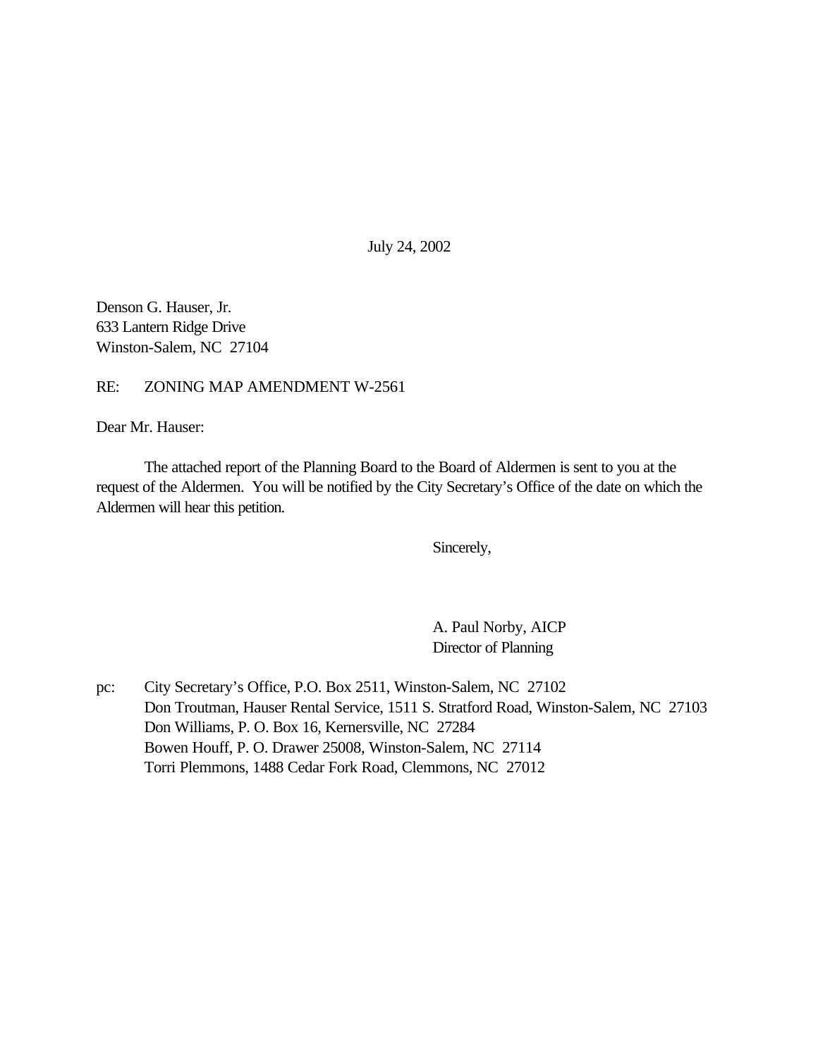July 24, 2002

Denson G. Hauser, Jr.
633 Lantern Ridge Drive
Winston-Salem, NC 27104

RE: ZONING MAP AMENDMENT W-2561

Dear Mr. Hauser:

The attached report of the Planning Board to the Board of Aldermen is sent to you at the request of the Aldermen. You will be notified by the City Secretary's Office of the date on which the Aldermen will hear this petition.

Sincerely,

A. Paul Norby, AICP
Director of Planning

pc: City Secretary's Office, P.O. Box 2511, Winston-Salem, NC 27102
Don Troutman, Hauser Rental Service, 1511 S. Stratford Road, Winston-Salem, NC 27103
Don Williams, P. O. Box 16, Kernersville, NC 27284
Bowen Houff, P. O. Drawer 25008, Winston-Salem, NC 27114
Torri Plemmons, 1488 Cedar Fork Road, Clemmons, NC 27012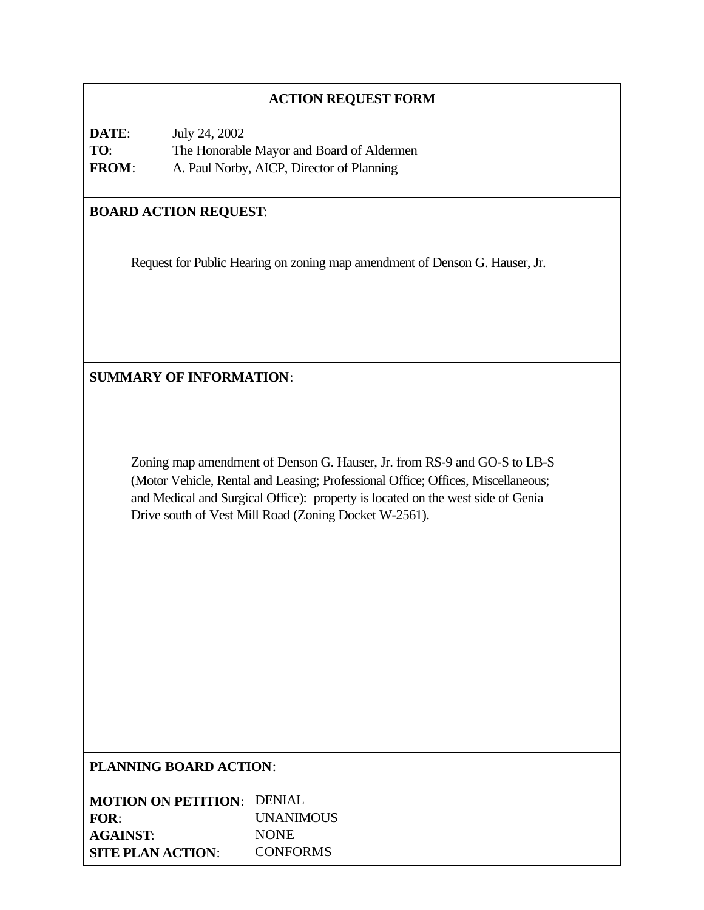## ACTION REQUEST FORM

**DATE**: July 24, 2002
**TO**: The Honorable Mayor and Board of Aldermen
**FROM**: A. Paul Norby, AICP, Director of Planning

**BOARD ACTION REQUEST**:

Request for Public Hearing on zoning map amendment of Denson G. Hauser, Jr.

**SUMMARY OF INFORMATION**:

Zoning map amendment of Denson G. Hauser, Jr. from RS-9 and GO-S to LB-S (Motor Vehicle, Rental and Leasing; Professional Office; Offices, Miscellaneous; and Medical and Surgical Office): property is located on the west side of Genia Drive south of Vest Mill Road (Zoning Docket W-2561).

**PLANNING BOARD ACTION**:

**MOTION ON PETITION**: DENIAL
**FOR**: UNANIMOUS
**AGAINST**: NONE
**SITE PLAN ACTION**: CONFORMS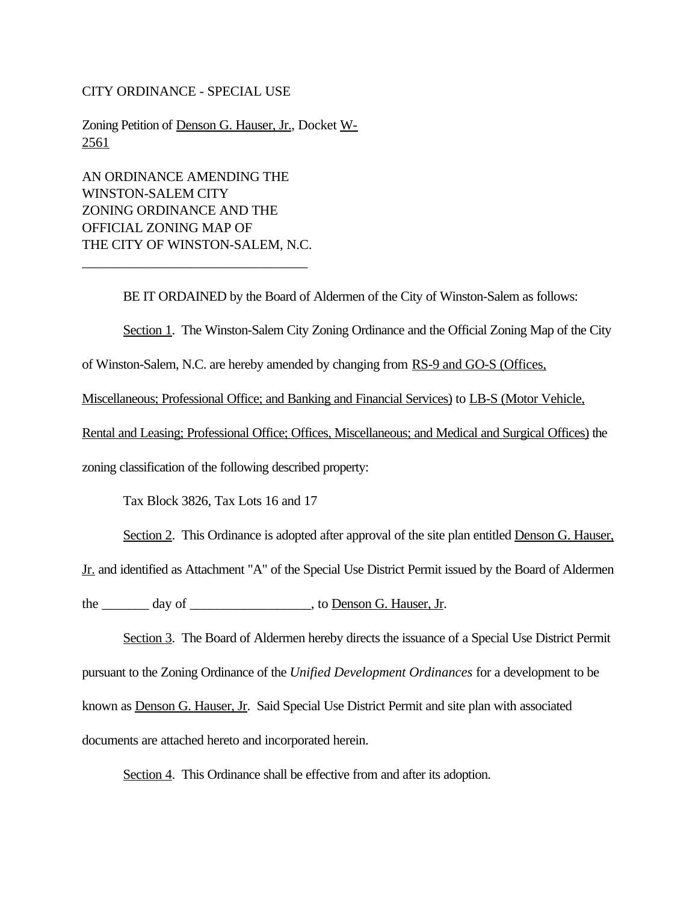CITY ORDINANCE - SPECIAL USE

Zoning Petition of Denson G. Hauser, Jr., Docket W-2561

AN ORDINANCE AMENDING THE WINSTON-SALEM CITY ZONING ORDINANCE AND THE OFFICIAL ZONING MAP OF THE CITY OF WINSTON-SALEM, N.C.

---

BE IT ORDAINED by the Board of Aldermen of the City of Winston-Salem as follows:

Section 1. The Winston-Salem City Zoning Ordinance and the Official Zoning Map of the City of Winston-Salem, N.C. are hereby amended by changing from RS-9 and GO-S (Offices, Miscellaneous; Professional Office; and Banking and Financial Services) to LB-S (Motor Vehicle, Rental and Leasing; Professional Office; Offices, Miscellaneous; and Medical and Surgical Offices) the zoning classification of the following described property:

Tax Block 3826, Tax Lots 16 and 17

Section 2. This Ordinance is adopted after approval of the site plan entitled Denson G. Hauser, Jr. and identified as Attachment "A" of the Special Use District Permit issued by the Board of Aldermen the _______ day of __________________, to Denson G. Hauser, Jr.

Section 3. The Board of Aldermen hereby directs the issuance of a Special Use District Permit pursuant to the Zoning Ordinance of the *Unified Development Ordinances* for a development to be known as Denson G. Hauser, Jr. Said Special Use District Permit and site plan with associated documents are attached hereto and incorporated herein.

Section 4. This Ordinance shall be effective from and after its adoption.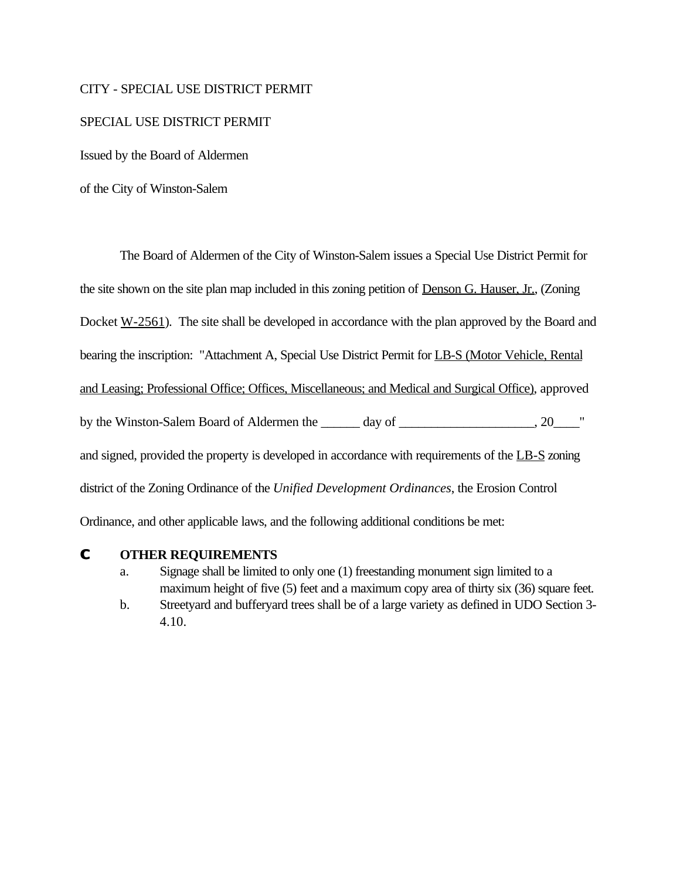CITY - SPECIAL USE DISTRICT PERMIT

SPECIAL USE DISTRICT PERMIT

Issued by the Board of Aldermen

of the City of Winston-Salem

The Board of Aldermen of the City of Winston-Salem issues a Special Use District Permit for the site shown on the site plan map included in this zoning petition of Denson G. Hauser, Jr., (Zoning Docket W-2561). The site shall be developed in accordance with the plan approved by the Board and bearing the inscription: "Attachment A, Special Use District Permit for LB-S (Motor Vehicle, Rental and Leasing; Professional Office; Offices, Miscellaneous; and Medical and Surgical Office), approved by the Winston-Salem Board of Aldermen the ______ day of ____________________, 20____" and signed, provided the property is developed in accordance with requirements of the LB-S zoning district of the Zoning Ordinance of the *Unified Development Ordinances*, the Erosion Control Ordinance, and other applicable laws, and the following additional conditions be met:

**C OTHER REQUIREMENTS**

a. Signage shall be limited to only one (1) freestanding monument sign limited to a maximum height of five (5) feet and a maximum copy area of thirty six (36) square feet.

b. Streetyard and bufferyard trees shall be of a large variety as defined in UDO Section 3-4.10.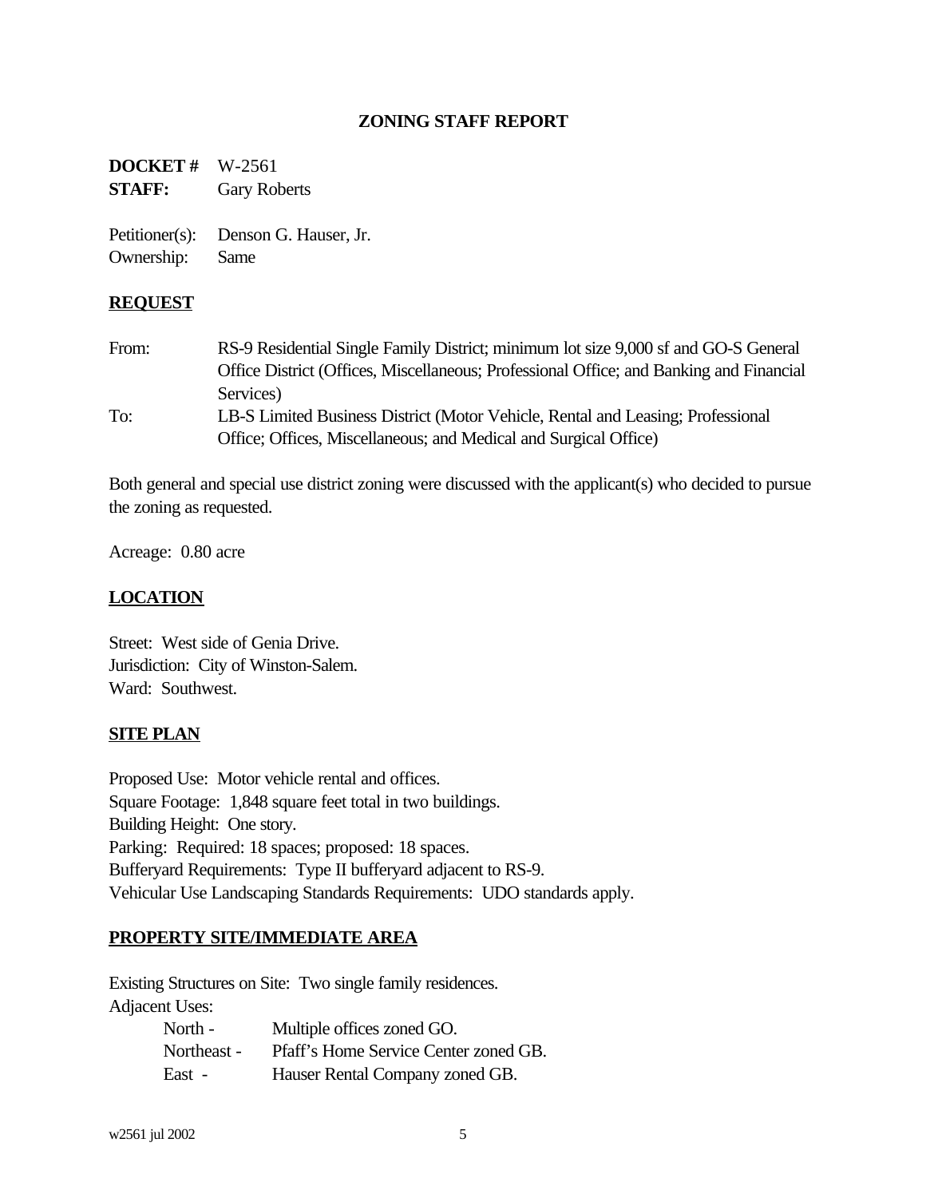## ZONING STAFF REPORT

**DOCKET #** W-2561
**STAFF:** Gary Roberts

Petitioner(s): Denson G. Hauser, Jr.
Ownership: Same

### REQUEST

From: RS-9 Residential Single Family District; minimum lot size 9,000 sf and GO-S General Office District (Offices, Miscellaneous; Professional Office; and Banking and Financial Services)

To: LB-S Limited Business District (Motor Vehicle, Rental and Leasing; Professional Office; Offices, Miscellaneous; and Medical and Surgical Office)

Both general and special use district zoning were discussed with the applicant(s) who decided to pursue the zoning as requested.

Acreage: 0.80 acre

### LOCATION

Street: West side of Genia Drive.
Jurisdiction: City of Winston-Salem.
Ward: Southwest.

### SITE PLAN

Proposed Use: Motor vehicle rental and offices.
Square Footage: 1,848 square feet total in two buildings.
Building Height: One story.
Parking: Required: 18 spaces; proposed: 18 spaces.
Bufferyard Requirements: Type II bufferyard adjacent to RS-9.
Vehicular Use Landscaping Standards Requirements: UDO standards apply.

### PROPERTY SITE/IMMEDIATE AREA

Existing Structures on Site: Two single family residences.
Adjacent Uses:

- North - Multiple offices zoned GO.
- Northeast - Pfaff's Home Service Center zoned GB.
- East - Hauser Rental Company zoned GB.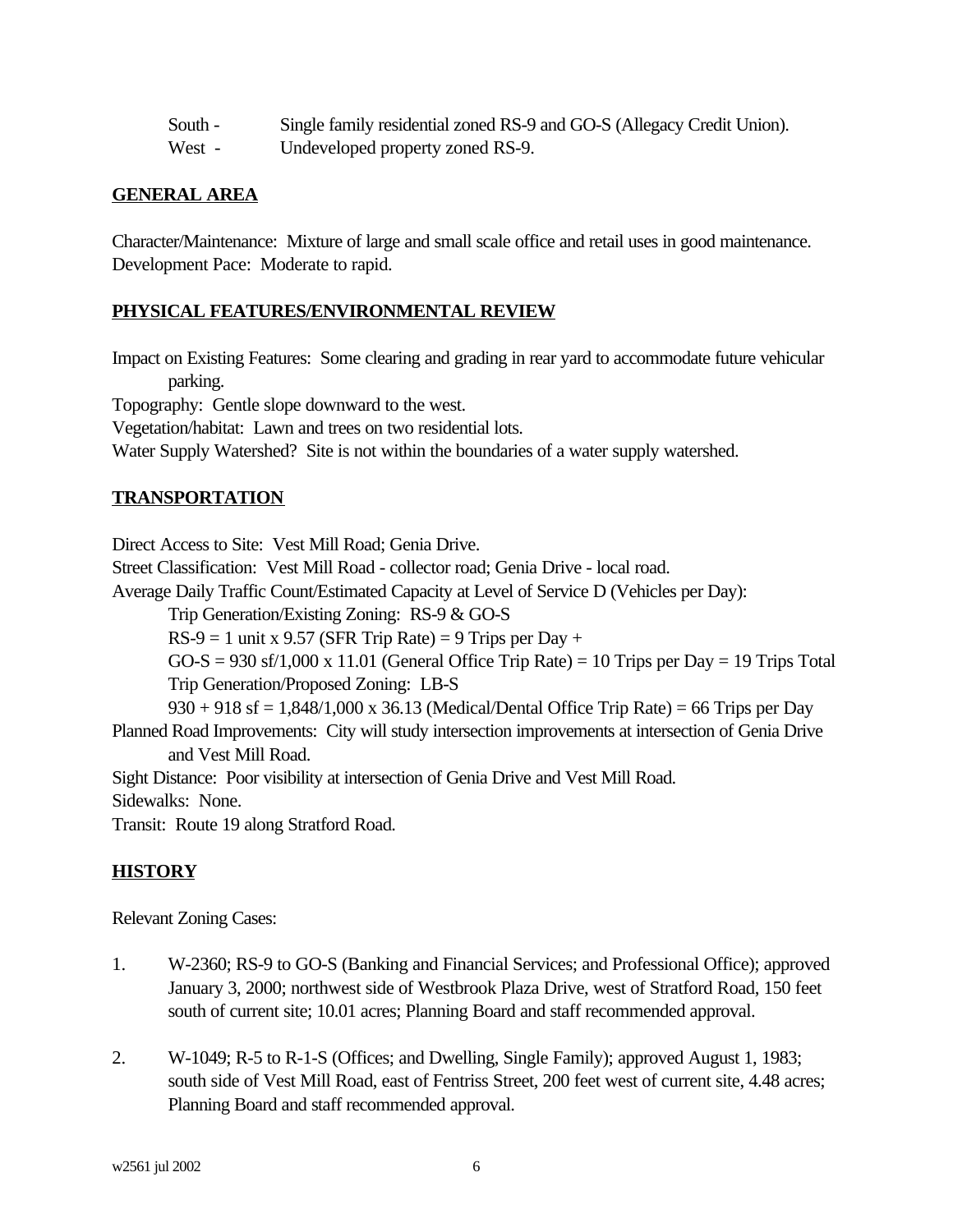South - Single family residential zoned RS-9 and GO-S (Allegacy Credit Union).
West - Undeveloped property zoned RS-9.

## GENERAL AREA

Character/Maintenance: Mixture of large and small scale office and retail uses in good maintenance.
Development Pace: Moderate to rapid.

## PHYSICAL FEATURES/ENVIRONMENTAL REVIEW

Impact on Existing Features: Some clearing and grading in rear yard to accommodate future vehicular parking.
Topography: Gentle slope downward to the west.
Vegetation/habitat: Lawn and trees on two residential lots.
Water Supply Watershed? Site is not within the boundaries of a water supply watershed.

## TRANSPORTATION

Direct Access to Site: Vest Mill Road; Genia Drive.
Street Classification: Vest Mill Road - collector road; Genia Drive - local road.
Average Daily Traffic Count/Estimated Capacity at Level of Service D (Vehicles per Day):

Trip Generation/Existing Zoning: RS-9 & GO-S
RS-9 = 1 unit x 9.57 (SFR Trip Rate) = 9 Trips per Day +
GO-S = 930 sf/1,000 x 11.01 (General Office Trip Rate) = 10 Trips per Day = 19 Trips Total
Trip Generation/Proposed Zoning: LB-S
930 + 918 sf = 1,848/1,000 x 36.13 (Medical/Dental Office Trip Rate) = 66 Trips per Day

Planned Road Improvements: City will study intersection improvements at intersection of Genia Drive and Vest Mill Road.
Sight Distance: Poor visibility at intersection of Genia Drive and Vest Mill Road.
Sidewalks: None.
Transit: Route 19 along Stratford Road.

## HISTORY

Relevant Zoning Cases:

1. W-2360; RS-9 to GO-S (Banking and Financial Services; and Professional Office); approved January 3, 2000; northwest side of Westbrook Plaza Drive, west of Stratford Road, 150 feet south of current site; 10.01 acres; Planning Board and staff recommended approval.

2. W-1049; R-5 to R-1-S (Offices; and Dwelling, Single Family); approved August 1, 1983; south side of Vest Mill Road, east of Fentriss Street, 200 feet west of current site, 4.48 acres; Planning Board and staff recommended approval.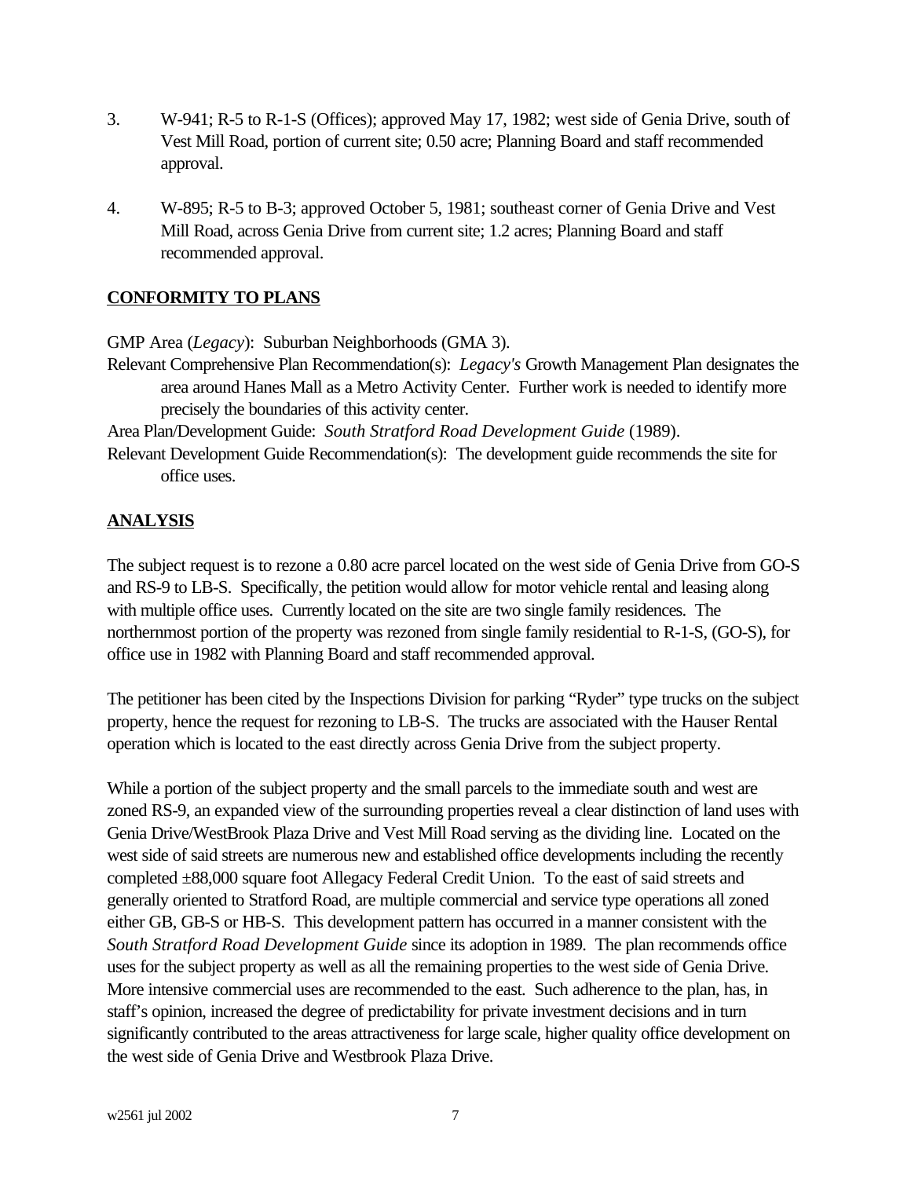3. W-941; R-5 to R-1-S (Offices); approved May 17, 1982; west side of Genia Drive, south of Vest Mill Road, portion of current site; 0.50 acre; Planning Board and staff recommended approval.

4. W-895; R-5 to B-3; approved October 5, 1981; southeast corner of Genia Drive and Vest Mill Road, across Genia Drive from current site; 1.2 acres; Planning Board and staff recommended approval.

## CONFORMITY TO PLANS

GMP Area (*Legacy*): Suburban Neighborhoods (GMA 3).

Relevant Comprehensive Plan Recommendation(s): *Legacy's* Growth Management Plan designates the area around Hanes Mall as a Metro Activity Center. Further work is needed to identify more precisely the boundaries of this activity center.

Area Plan/Development Guide: *South Stratford Road Development Guide* (1989).

Relevant Development Guide Recommendation(s): The development guide recommends the site for office uses.

## ANALYSIS

The subject request is to rezone a 0.80 acre parcel located on the west side of Genia Drive from GO-S and RS-9 to LB-S. Specifically, the petition would allow for motor vehicle rental and leasing along with multiple office uses. Currently located on the site are two single family residences. The northernmost portion of the property was rezoned from single family residential to R-1-S, (GO-S), for office use in 1982 with Planning Board and staff recommended approval.

The petitioner has been cited by the Inspections Division for parking "Ryder" type trucks on the subject property, hence the request for rezoning to LB-S. The trucks are associated with the Hauser Rental operation which is located to the east directly across Genia Drive from the subject property.

While a portion of the subject property and the small parcels to the immediate south and west are zoned RS-9, an expanded view of the surrounding properties reveal a clear distinction of land uses with Genia Drive/WestBrook Plaza Drive and Vest Mill Road serving as the dividing line. Located on the west side of said streets are numerous new and established office developments including the recently completed ±88,000 square foot Allegacy Federal Credit Union. To the east of said streets and generally oriented to Stratford Road, are multiple commercial and service type operations all zoned either GB, GB-S or HB-S. This development pattern has occurred in a manner consistent with the *South Stratford Road Development Guide* since its adoption in 1989. The plan recommends office uses for the subject property as well as all the remaining properties to the west side of Genia Drive. More intensive commercial uses are recommended to the east. Such adherence to the plan, has, in staff's opinion, increased the degree of predictability for private investment decisions and in turn significantly contributed to the areas attractiveness for large scale, higher quality office development on the west side of Genia Drive and Westbrook Plaza Drive.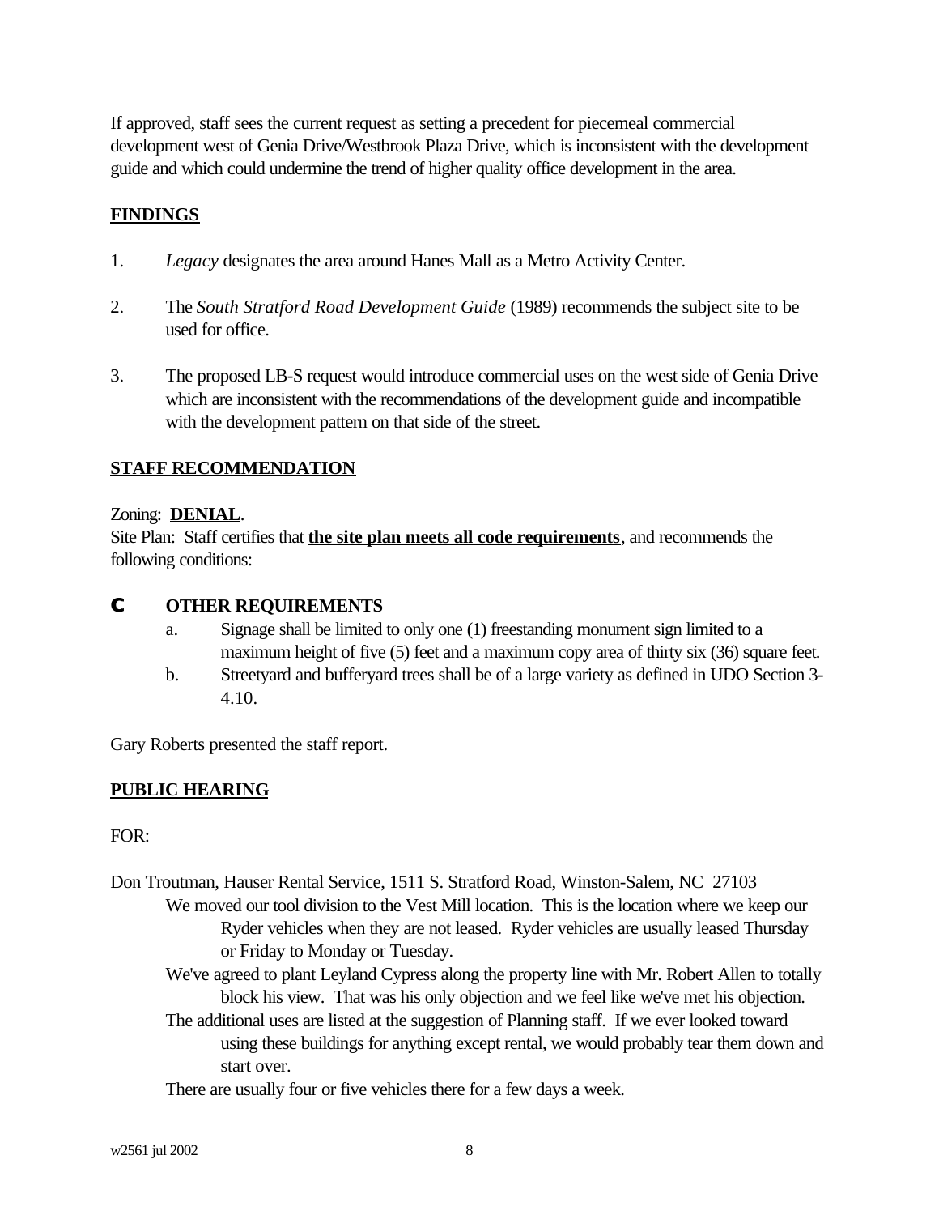If approved, staff sees the current request as setting a precedent for piecemeal commercial development west of Genia Drive/Westbrook Plaza Drive, which is inconsistent with the development guide and which could undermine the trend of higher quality office development in the area.

## FINDINGS

1. *Legacy* designates the area around Hanes Mall as a Metro Activity Center.

2. The *South Stratford Road Development Guide* (1989) recommends the subject site to be used for office.

3. The proposed LB-S request would introduce commercial uses on the west side of Genia Drive which are inconsistent with the recommendations of the development guide and incompatible with the development pattern on that side of the street.

## STAFF RECOMMENDATION

Zoning: **DENIAL**.
Site Plan: Staff certifies that **the site plan meets all code requirements**, and recommends the following conditions:

- **OTHER REQUIREMENTS**
  a. Signage shall be limited to only one (1) freestanding monument sign limited to a maximum height of five (5) feet and a maximum copy area of thirty six (36) square feet.
  b. Streetyard and bufferyard trees shall be of a large variety as defined in UDO Section 3-4.10.

Gary Roberts presented the staff report.

## PUBLIC HEARING

FOR:

Don Troutman, Hauser Rental Service, 1511 S. Stratford Road, Winston-Salem, NC 27103

- We moved our tool division to the Vest Mill location. This is the location where we keep our Ryder vehicles when they are not leased. Ryder vehicles are usually leased Thursday or Friday to Monday or Tuesday.
- We've agreed to plant Leyland Cypress along the property line with Mr. Robert Allen to totally block his view. That was his only objection and we feel like we've met his objection.
- The additional uses are listed at the suggestion of Planning staff. If we ever looked toward using these buildings for anything except rental, we would probably tear them down and start over.
- There are usually four or five vehicles there for a few days a week.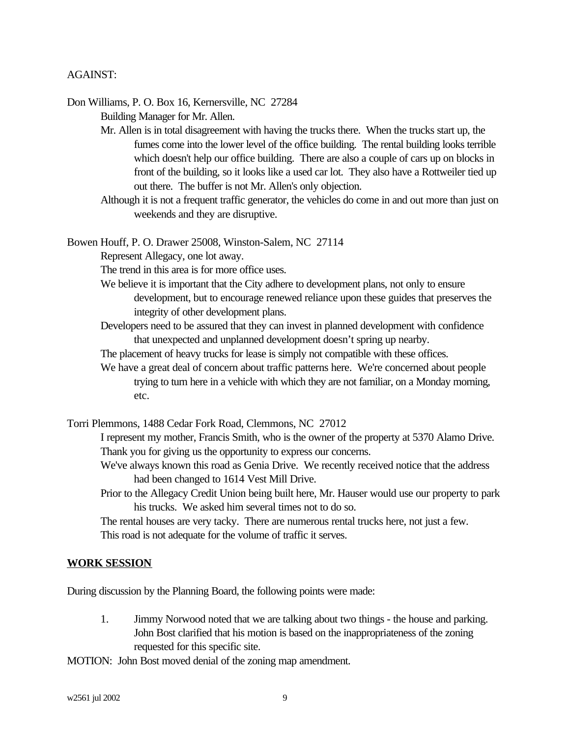AGAINST:

Don Williams, P. O. Box 16, Kernersville, NC  27284

Building Manager for Mr. Allen.

Mr. Allen is in total disagreement with having the trucks there.  When the trucks start up, the fumes come into the lower level of the office building.  The rental building looks terrible which doesn't help our office building.  There are also a couple of cars up on blocks in front of the building, so it looks like a used car lot.  They also have a Rottweiler tied up out there.  The buffer is not Mr. Allen's only objection.

Although it is not a frequent traffic generator, the vehicles do come in and out more than just on weekends and they are disruptive.

Bowen Houff, P. O. Drawer 25008, Winston-Salem, NC  27114

Represent Allegacy, one lot away.

The trend in this area is for more office uses.

We believe it is important that the City adhere to development plans, not only to ensure development, but to encourage renewed reliance upon these guides that preserves the integrity of other development plans.

Developers need to be assured that they can invest in planned development with confidence that unexpected and unplanned development doesn't spring up nearby.

The placement of heavy trucks for lease is simply not compatible with these offices.

We have a great deal of concern about traffic patterns here.  We're concerned about people trying to turn here in a vehicle with which they are not familiar, on a Monday morning, etc.

Torri Plemmons, 1488 Cedar Fork Road, Clemmons, NC  27012

I represent my mother, Francis Smith, who is the owner of the property at 5370 Alamo Drive.

Thank you for giving us the opportunity to express our concerns.

We've always known this road as Genia Drive.  We recently received notice that the address had been changed to 1614 Vest Mill Drive.

Prior to the Allegacy Credit Union being built here, Mr. Hauser would use our property to park his trucks.  We asked him several times not to do so.

The rental houses are very tacky.  There are numerous rental trucks here, not just a few.

This road is not adequate for the volume of traffic it serves.

**WORK SESSION**

During discussion by the Planning Board, the following points were made:

1. Jimmy Norwood noted that we are talking about two things - the house and parking.  John Bost clarified that his motion is based on the inappropriateness of the zoning requested for this specific site.

MOTION:  John Bost moved denial of the zoning map amendment.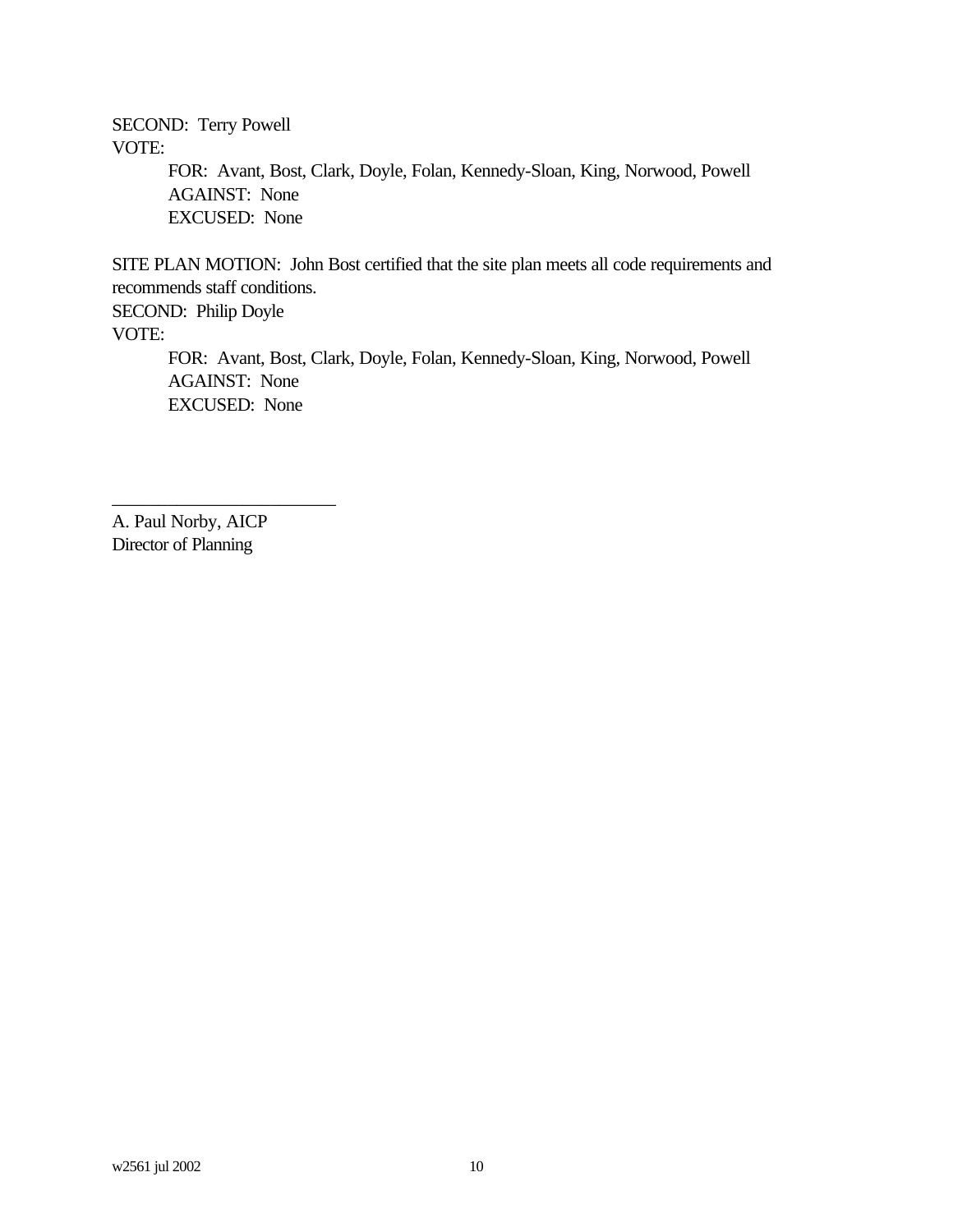SECOND: Terry Powell
VOTE:

FOR: Avant, Bost, Clark, Doyle, Folan, Kennedy-Sloan, King, Norwood, Powell
AGAINST: None
EXCUSED: None

SITE PLAN MOTION: John Bost certified that the site plan meets all code requirements and recommends staff conditions.
SECOND: Philip Doyle
VOTE:

FOR: Avant, Bost, Clark, Doyle, Folan, Kennedy-Sloan, King, Norwood, Powell
AGAINST: None
EXCUSED: None

\_\_\_\_\_\_\_\_\_\_\_\_\_\_\_\_\_\_\_\_\_\_\_\_\_

A. Paul Norby, AICP
Director of Planning